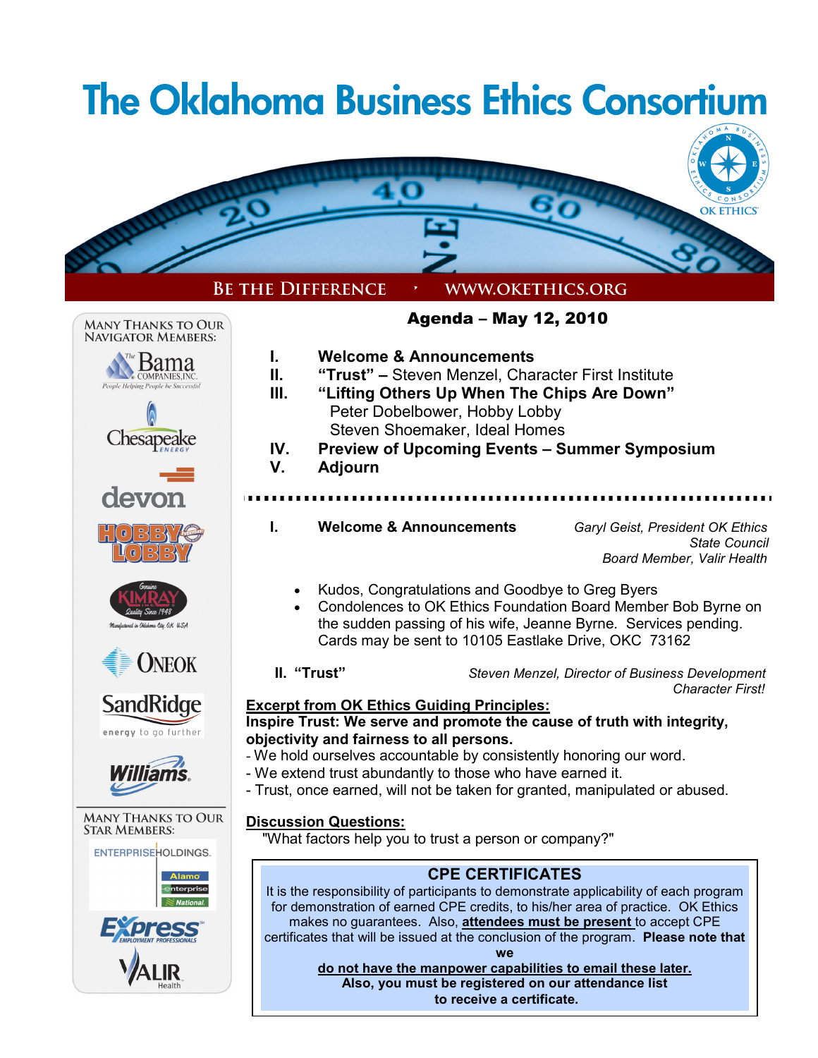# The Oklahoma Business Ethics Consortium

BE THE DIFFERENCE • WWW.OKETHICS.ORG

MANY THANKS TO OUR NAVIGATOR MEMBERS:

The Bama Companies, Inc. — People Helping People be Successful

Chesapeake Energy

devon

Hobby Lobby

Kimray — Quality Since 1948 — Manufactured in Oklahoma City, OK USA

ONEOK

SandRidge — energy to go further

Williams

MANY THANKS TO OUR STAR MEMBERS:

Enterprise Holdings — Alamo, Enterprise, National

Express Employment Professionals

Valir Health

## Agenda – May 12, 2010

I. **Welcome & Announcements**
II. **"Trust" –** Steven Menzel, Character First Institute
III. **"Lifting Others Up When The Chips Are Down"**
   Peter Dobelbower, Hobby Lobby
   Steven Shoemaker, Ideal Homes
IV. **Preview of Upcoming Events – Summer Symposium**
V. **Adjourn**

---

I. **Welcome & Announcements**

*Garyl Geist, President OK Ethics State Council*
*Board Member, Valir Health*

- Kudos, Congratulations and Goodbye to Greg Byers
- Condolences to OK Ethics Foundation Board Member Bob Byrne on the sudden passing of his wife, Jeanne Byrne. Services pending. Cards may be sent to 10105 Eastlake Drive, OKC 73162

**II. "Trust"**

*Steven Menzel, Director of Business Development*
*Character First!*

**Excerpt from OK Ethics Guiding Principles:**

**Inspire Trust: We serve and promote the cause of truth with integrity, objectivity and fairness to all persons.**

- We hold ourselves accountable by consistently honoring our word.
- We extend trust abundantly to those who have earned it.
- Trust, once earned, will not be taken for granted, manipulated or abused.

**Discussion Questions:**

"What factors help you to trust a person or company?"

**CPE CERTIFICATES**

It is the responsibility of participants to demonstrate applicability of each program for demonstration of earned CPE credits, to his/her area of practice. OK Ethics makes no guarantees. Also, **attendees must be present** to accept CPE certificates that will be issued at the conclusion of the program. **Please note that we do not have the manpower capabilities to email these later. Also, you must be registered on our attendance list to receive a certificate.**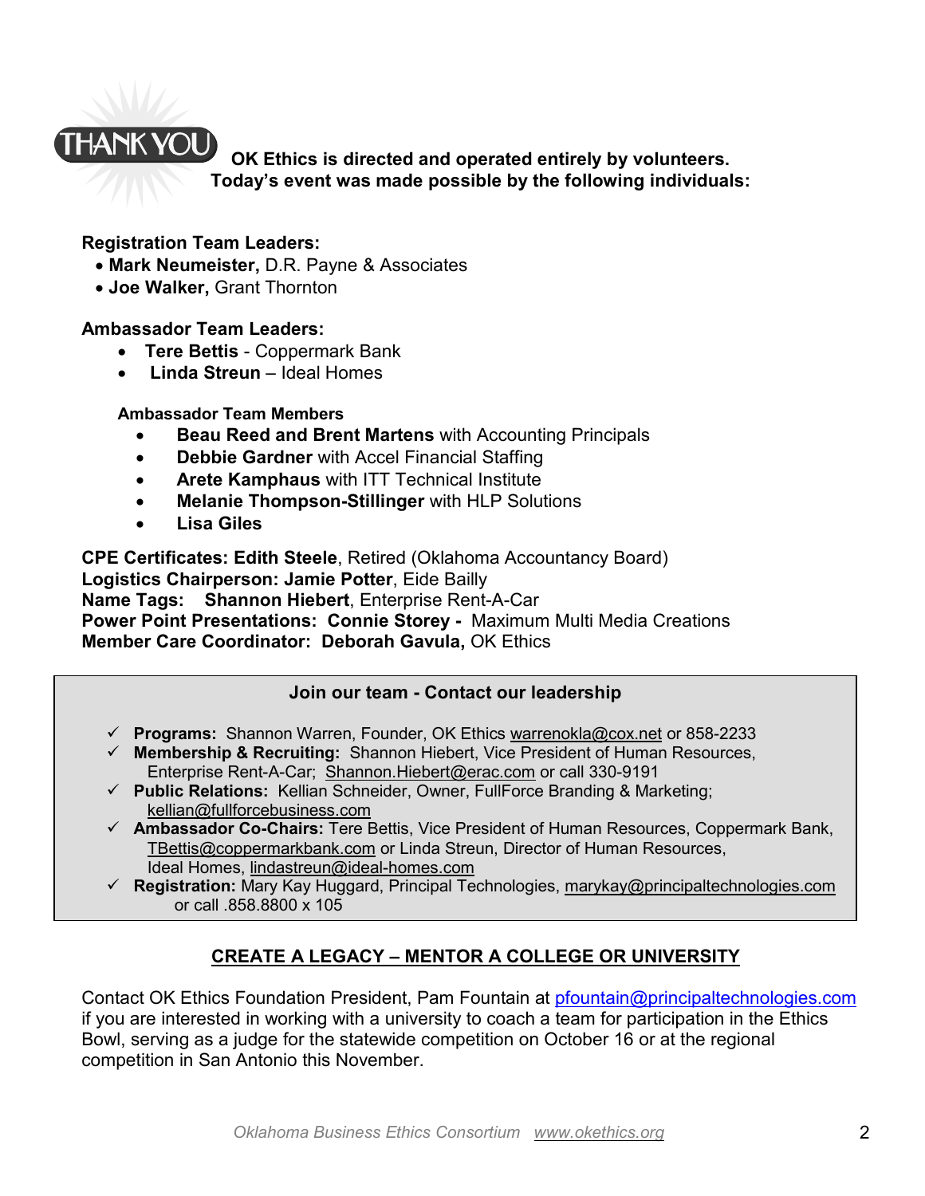THANK YOU **OK Ethics is directed and operated entirely by volunteers. Today's event was made possible by the following individuals:**

**Registration Team Leaders:**

- **Mark Neumeister,** D.R. Payne & Associates
- **Joe Walker,** Grant Thornton

**Ambassador Team Leaders:**

- **Tere Bettis** - Coppermark Bank
- **Linda Streun** – Ideal Homes

**Ambassador Team Members**

- **Beau Reed and Brent Martens** with Accounting Principals
- **Debbie Gardner** with Accel Financial Staffing
- **Arete Kamphaus** with ITT Technical Institute
- **Melanie Thompson-Stillinger** with HLP Solutions
- **Lisa Giles**

**CPE Certificates: Edith Steele**, Retired (Oklahoma Accountancy Board)
**Logistics Chairperson: Jamie Potter**, Eide Bailly
**Name Tags: Shannon Hiebert**, Enterprise Rent-A-Car
**Power Point Presentations: Connie Storey -** Maximum Multi Media Creations
**Member Care Coordinator: Deborah Gavula,** OK Ethics

**Join our team - Contact our leadership**

- ✓ **Programs:** Shannon Warren, Founder, OK Ethics warrenokla@cox.net or 858-2233
- ✓ **Membership & Recruiting:** Shannon Hiebert, Vice President of Human Resources, Enterprise Rent-A-Car; Shannon.Hiebert@erac.com or call 330-9191
- ✓ **Public Relations:** Kellian Schneider, Owner, FullForce Branding & Marketing; kellian@fullforcebusiness.com
- ✓ **Ambassador Co-Chairs:** Tere Bettis, Vice President of Human Resources, Coppermark Bank, TBettis@coppermarkbank.com or Linda Streun, Director of Human Resources, Ideal Homes, lindastreun@ideal-homes.com
- ✓ **Registration:** Mary Kay Huggard, Principal Technologies, marykay@principaltechnologies.com or call .858.8800 x 105

## CREATE A LEGACY – MENTOR A COLLEGE OR UNIVERSITY

Contact OK Ethics Foundation President, Pam Fountain at pfountain@principaltechnologies.com if you are interested in working with a university to coach a team for participation in the Ethics Bowl, serving as a judge for the statewide competition on October 16 or at the regional competition in San Antonio this November.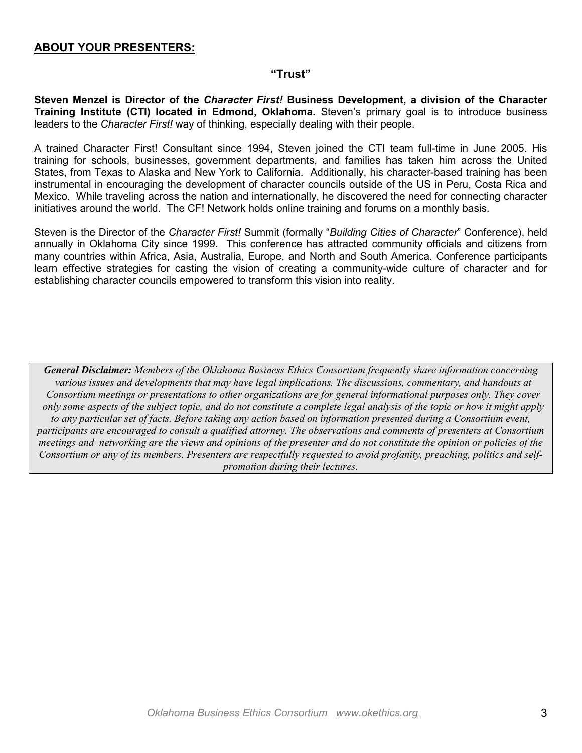## ABOUT YOUR PRESENTERS:

### "Trust"

**Steven Menzel is Director of the *Character First!* Business Development, a division of the Character Training Institute (CTI) located in Edmond, Oklahoma.** Steven's primary goal is to introduce business leaders to the *Character First!* way of thinking, especially dealing with their people.

A trained Character First! Consultant since 1994, Steven joined the CTI team full-time in June 2005. His training for schools, businesses, government departments, and families has taken him across the United States, from Texas to Alaska and New York to California. Additionally, his character-based training has been instrumental in encouraging the development of character councils outside of the US in Peru, Costa Rica and Mexico. While traveling across the nation and internationally, he discovered the need for connecting character initiatives around the world. The CF! Network holds online training and forums on a monthly basis.

Steven is the Director of the *Character First!* Summit (formally "*Building Cities of Character*" Conference), held annually in Oklahoma City since 1999. This conference has attracted community officials and citizens from many countries within Africa, Asia, Australia, Europe, and North and South America. Conference participants learn effective strategies for casting the vision of creating a community-wide culture of character and for establishing character councils empowered to transform this vision into reality.

> ***General Disclaimer:*** *Members of the Oklahoma Business Ethics Consortium frequently share information concerning various issues and developments that may have legal implications. The discussions, commentary, and handouts at Consortium meetings or presentations to other organizations are for general informational purposes only. They cover only some aspects of the subject topic, and do not constitute a complete legal analysis of the topic or how it might apply to any particular set of facts. Before taking any action based on information presented during a Consortium event, participants are encouraged to consult a qualified attorney. The observations and comments of presenters at Consortium meetings and networking are the views and opinions of the presenter and do not constitute the opinion or policies of the Consortium or any of its members. Presenters are respectfully requested to avoid profanity, preaching, politics and self-promotion during their lectures.*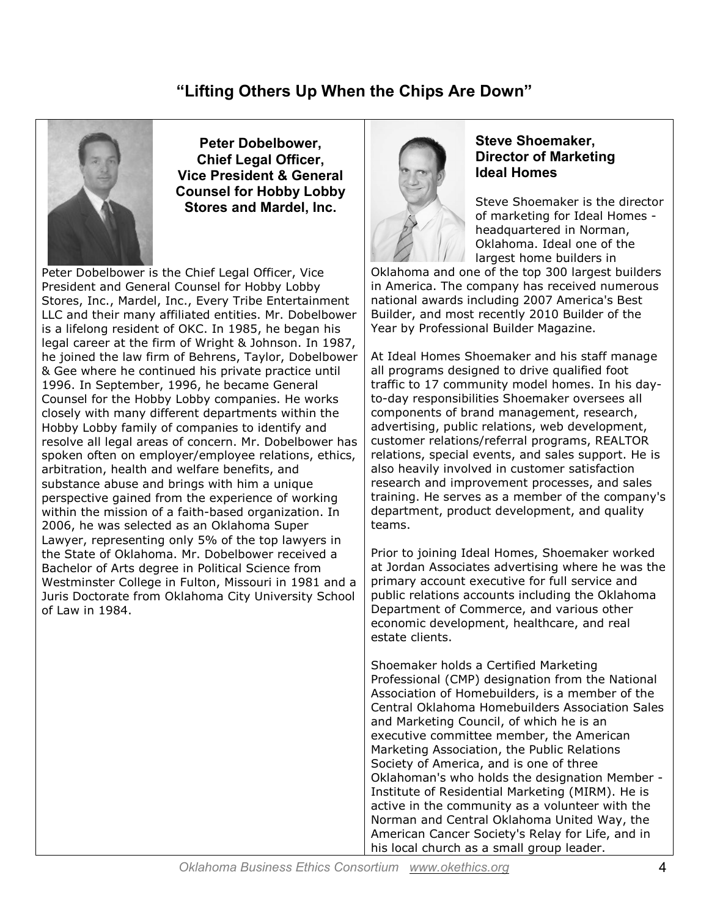# "Lifting Others Up When the Chips Are Down"

## Peter Dobelbower, Chief Legal Officer, Vice President & General Counsel for Hobby Lobby Stores and Mardel, Inc.

Peter Dobelbower is the Chief Legal Officer, Vice President and General Counsel for Hobby Lobby Stores, Inc., Mardel, Inc., Every Tribe Entertainment LLC and their many affiliated entities. Mr. Dobelbower is a lifelong resident of OKC. In 1985, he began his legal career at the firm of Wright & Johnson. In 1987, he joined the law firm of Behrens, Taylor, Dobelbower & Gee where he continued his private practice until 1996. In September, 1996, he became General Counsel for the Hobby Lobby companies. He works closely with many different departments within the Hobby Lobby family of companies to identify and resolve all legal areas of concern. Mr. Dobelbower has spoken often on employer/employee relations, ethics, arbitration, health and welfare benefits, and substance abuse and brings with him a unique perspective gained from the experience of working within the mission of a faith-based organization. In 2006, he was selected as an Oklahoma Super Lawyer, representing only 5% of the top lawyers in the State of Oklahoma. Mr. Dobelbower received a Bachelor of Arts degree in Political Science from Westminster College in Fulton, Missouri in 1981 and a Juris Doctorate from Oklahoma City University School of Law in 1984.

## Steve Shoemaker, Director of Marketing Ideal Homes

Steve Shoemaker is the director of marketing for Ideal Homes - headquartered in Norman, Oklahoma. Ideal one of the largest home builders in Oklahoma and one of the top 300 largest builders in America. The company has received numerous national awards including 2007 America's Best Builder, and most recently 2010 Builder of the Year by Professional Builder Magazine.

At Ideal Homes Shoemaker and his staff manage all programs designed to drive qualified foot traffic to 17 community model homes. In his day-to-day responsibilities Shoemaker oversees all components of brand management, research, advertising, public relations, web development, customer relations/referral programs, REALTOR relations, special events, and sales support. He is also heavily involved in customer satisfaction research and improvement processes, and sales training. He serves as a member of the company's department, product development, and quality teams.

Prior to joining Ideal Homes, Shoemaker worked at Jordan Associates advertising where he was the primary account executive for full service and public relations accounts including the Oklahoma Department of Commerce, and various other economic development, healthcare, and real estate clients.

Shoemaker holds a Certified Marketing Professional (CMP) designation from the National Association of Homebuilders, is a member of the Central Oklahoma Homebuilders Association Sales and Marketing Council, of which he is an executive committee member, the American Marketing Association, the Public Relations Society of America, and is one of three Oklahoman's who holds the designation Member - Institute of Residential Marketing (MIRM). He is active in the community as a volunteer with the Norman and Central Oklahoma United Way, the American Cancer Society's Relay for Life, and in his local church as a small group leader.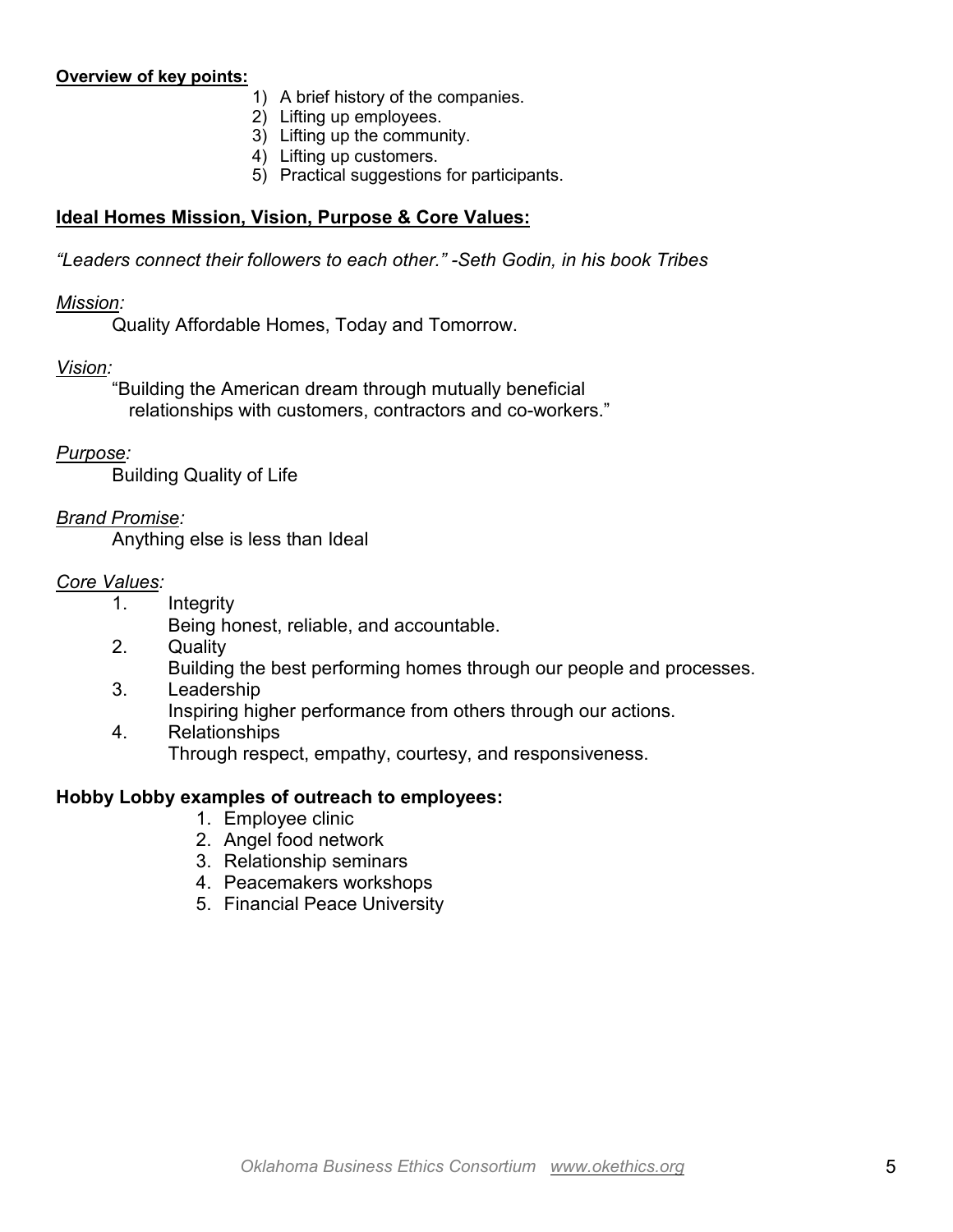**Overview of key points:**

1) A brief history of the companies.
2) Lifting up employees.
3) Lifting up the community.
4) Lifting up customers.
5) Practical suggestions for participants.

## Ideal Homes Mission, Vision, Purpose & Core Values:

*"Leaders connect their followers to each other." -Seth Godin, in his book Tribes*

*Mission:*

Quality Affordable Homes, Today and Tomorrow.

*Vision:*

"Building the American dream through mutually beneficial relationships with customers, contractors and co-workers."

*Purpose:*

Building Quality of Life

*Brand Promise:*

Anything else is less than Ideal

*Core Values:*

1. Integrity
   Being honest, reliable, and accountable.
2. Quality
   Building the best performing homes through our people and processes.
3. Leadership
   Inspiring higher performance from others through our actions.
4. Relationships
   Through respect, empathy, courtesy, and responsiveness.

**Hobby Lobby examples of outreach to employees:**

1. Employee clinic
2. Angel food network
3. Relationship seminars
4. Peacemakers workshops
5. Financial Peace University